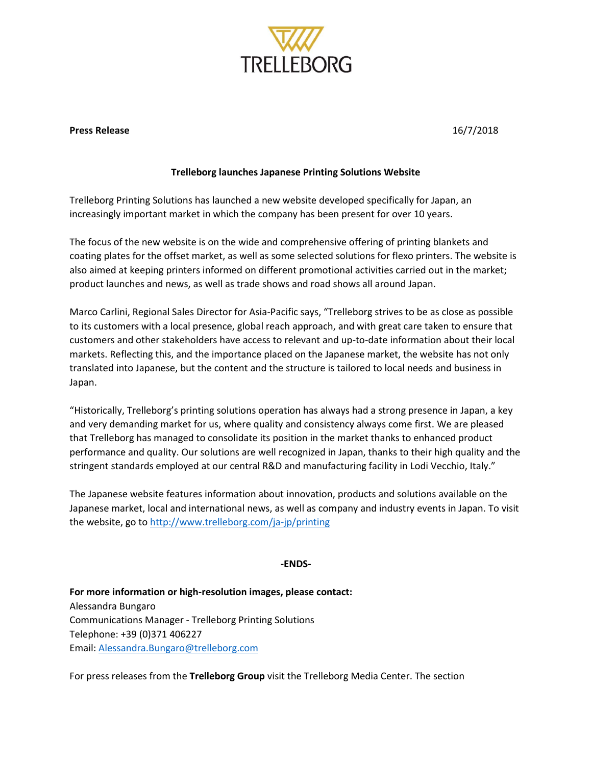TRELLEBORG

**Press Release** 16/7/2018

**Trelleborg launches Japanese Printing Solutions Website**

Trelleborg Printing Solutions has launched a new website developed specifically for Japan, an increasingly important market in which the company has been present for over 10 years.

The focus of the new website is on the wide and comprehensive offering of printing blankets and coating plates for the offset market, as well as some selected solutions for flexo printers. The website is also aimed at keeping printers informed on different promotional activities carried out in the market; product launches and news, as well as trade shows and road shows all around Japan.

Marco Carlini, Regional Sales Director for Asia-Pacific says, "Trelleborg strives to be as close as possible to its customers with a local presence, global reach approach, and with great care taken to ensure that customers and other stakeholders have access to relevant and up-to-date information about their local markets. Reflecting this, and the importance placed on the Japanese market, the website has not only translated into Japanese, but the content and the structure is tailored to local needs and business in Japan.

"Historically, Trelleborg's printing solutions operation has always had a strong presence in Japan, a key and very demanding market for us, where quality and consistency always come first. We are pleased that Trelleborg has managed to consolidate its position in the market thanks to enhanced product performance and quality. Our solutions are well recognized in Japan, thanks to their high quality and the stringent standards employed at our central R&D and manufacturing facility in Lodi Vecchio, Italy."

The Japanese website features information about innovation, products and solutions available on the Japanese market, local and international news, as well as company and industry events in Japan. To visit the website, go to http://www.trelleborg.com/ja-jp/printing

**-ENDS-**

**For more information or high-resolution images, please contact:**
Alessandra Bungaro
Communications Manager - Trelleborg Printing Solutions
Telephone: +39 (0)371 406227
Email: Alessandra.Bungaro@trelleborg.com

For press releases from the **Trelleborg Group** visit the Trelleborg Media Center. The section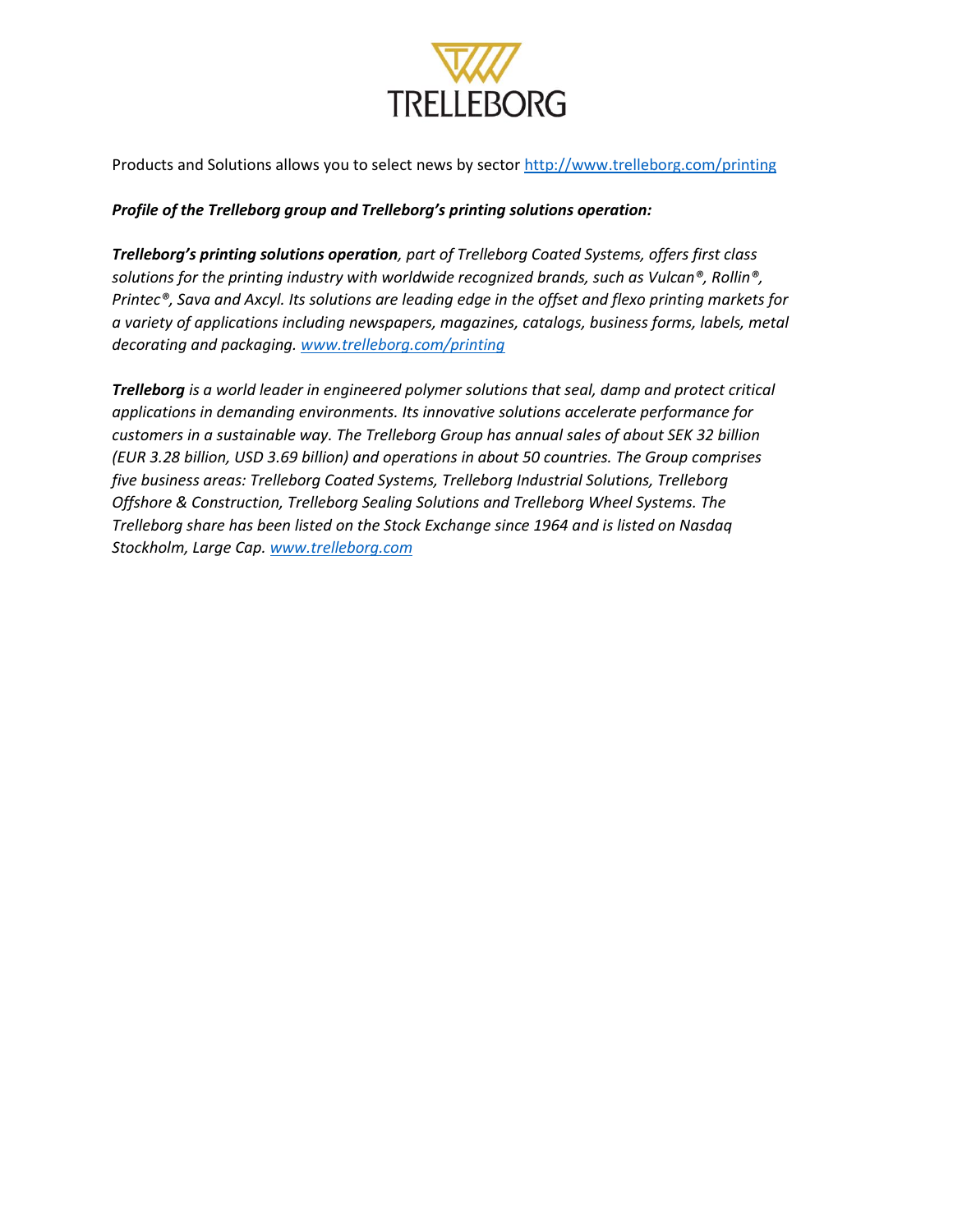TRELLEBORG

Products and Solutions allows you to select news by sector http://www.trelleborg.com/printing

***Profile of the Trelleborg group and Trelleborg's printing solutions operation:***

***Trelleborg's printing solutions operation****, part of Trelleborg Coated Systems, offers first class solutions for the printing industry with worldwide recognized brands, such as Vulcan®, Rollin®, Printec®, Sava and Axcyl. Its solutions are leading edge in the offset and flexo printing markets for a variety of applications including newspapers, magazines, catalogs, business forms, labels, metal decorating and packaging. www.trelleborg.com/printing*

***Trelleborg*** *is a world leader in engineered polymer solutions that seal, damp and protect critical applications in demanding environments. Its innovative solutions accelerate performance for customers in a sustainable way. The Trelleborg Group has annual sales of about SEK 32 billion (EUR 3.28 billion, USD 3.69 billion) and operations in about 50 countries. The Group comprises five business areas: Trelleborg Coated Systems, Trelleborg Industrial Solutions, Trelleborg Offshore & Construction, Trelleborg Sealing Solutions and Trelleborg Wheel Systems. The Trelleborg share has been listed on the Stock Exchange since 1964 and is listed on Nasdaq Stockholm, Large Cap. www.trelleborg.com*